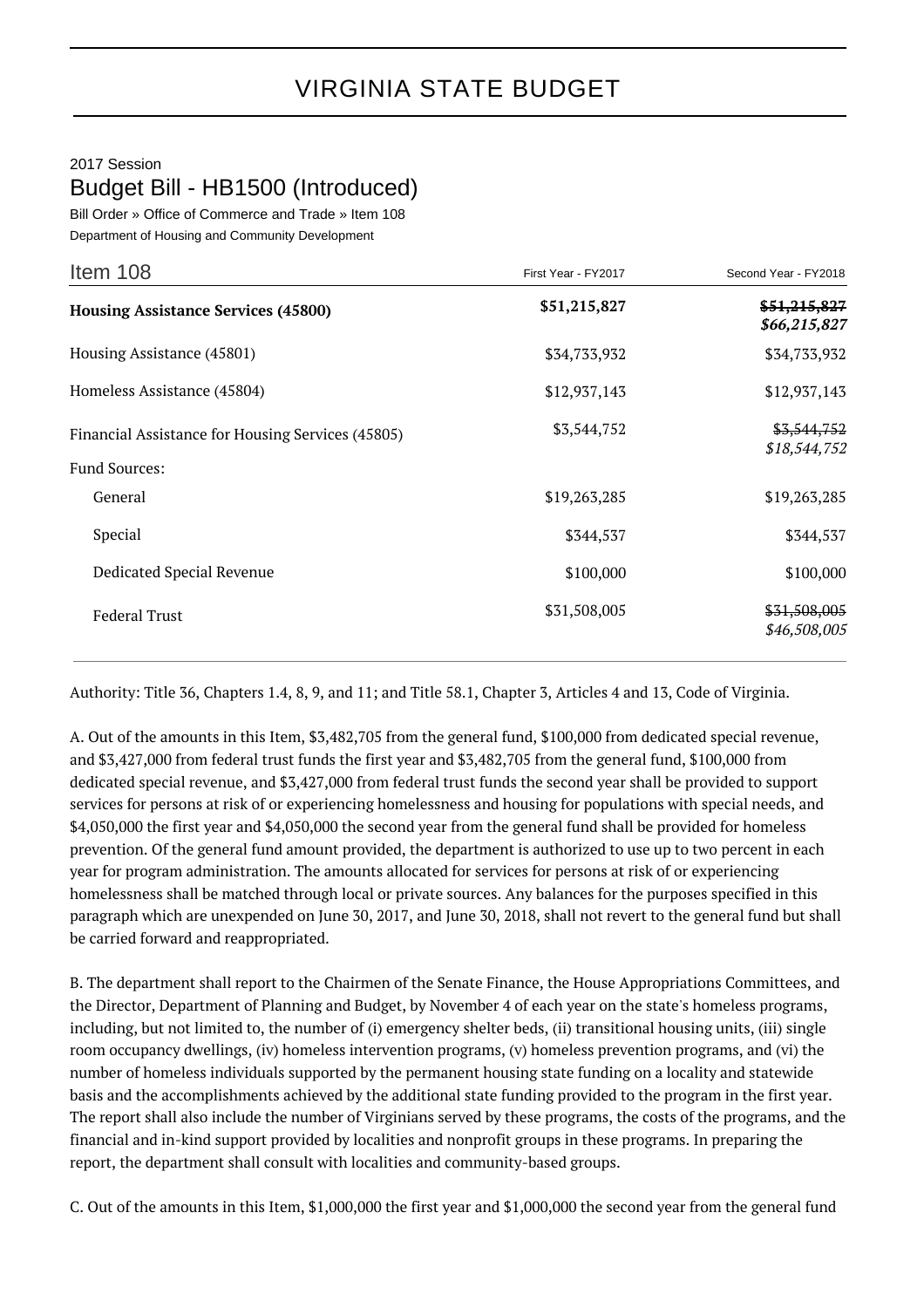# VIRGINIA STATE BUDGET

2017 Session

## Budget Bill - HB1500 (Introduced)

Bill Order » Office of Commerce and Trade » Item 108

Department of Housing and Community Development

| Item 108 | First Year - FY2017 | Second Year - FY2018 |
|---|---|---|
| **Housing Assistance Services (45800)** | **$51,215,827** | ~~**$51,215,827**~~ ***$66,215,827*** |
| Housing Assistance (45801) | $34,733,932 | $34,733,932 |
| Homeless Assistance (45804) | $12,937,143 | $12,937,143 |
| Financial Assistance for Housing Services (45805) | $3,544,752 | ~~$3,544,752~~ *$18,544,752* |
| Fund Sources: | | |
| General | $19,263,285 | $19,263,285 |
| Special | $344,537 | $344,537 |
| Dedicated Special Revenue | $100,000 | $100,000 |
| Federal Trust | $31,508,005 | ~~$31,508,005~~ *$46,508,005* |

Authority: Title 36, Chapters 1.4, 8, 9, and 11; and Title 58.1, Chapter 3, Articles 4 and 13, Code of Virginia.

A. Out of the amounts in this Item, $3,482,705 from the general fund, $100,000 from dedicated special revenue, and $3,427,000 from federal trust funds the first year and $3,482,705 from the general fund, $100,000 from dedicated special revenue, and $3,427,000 from federal trust funds the second year shall be provided to support services for persons at risk of or experiencing homelessness and housing for populations with special needs, and $4,050,000 the first year and $4,050,000 the second year from the general fund shall be provided for homeless prevention. Of the general fund amount provided, the department is authorized to use up to two percent in each year for program administration. The amounts allocated for services for persons at risk of or experiencing homelessness shall be matched through local or private sources. Any balances for the purposes specified in this paragraph which are unexpended on June 30, 2017, and June 30, 2018, shall not revert to the general fund but shall be carried forward and reappropriated.

B. The department shall report to the Chairmen of the Senate Finance, the House Appropriations Committees, and the Director, Department of Planning and Budget, by November 4 of each year on the state's homeless programs, including, but not limited to, the number of (i) emergency shelter beds, (ii) transitional housing units, (iii) single room occupancy dwellings, (iv) homeless intervention programs, (v) homeless prevention programs, and (vi) the number of homeless individuals supported by the permanent housing state funding on a locality and statewide basis and the accomplishments achieved by the additional state funding provided to the program in the first year. The report shall also include the number of Virginians served by these programs, the costs of the programs, and the financial and in-kind support provided by localities and nonprofit groups in these programs. In preparing the report, the department shall consult with localities and community-based groups.

C. Out of the amounts in this Item, $1,000,000 the first year and $1,000,000 the second year from the general fund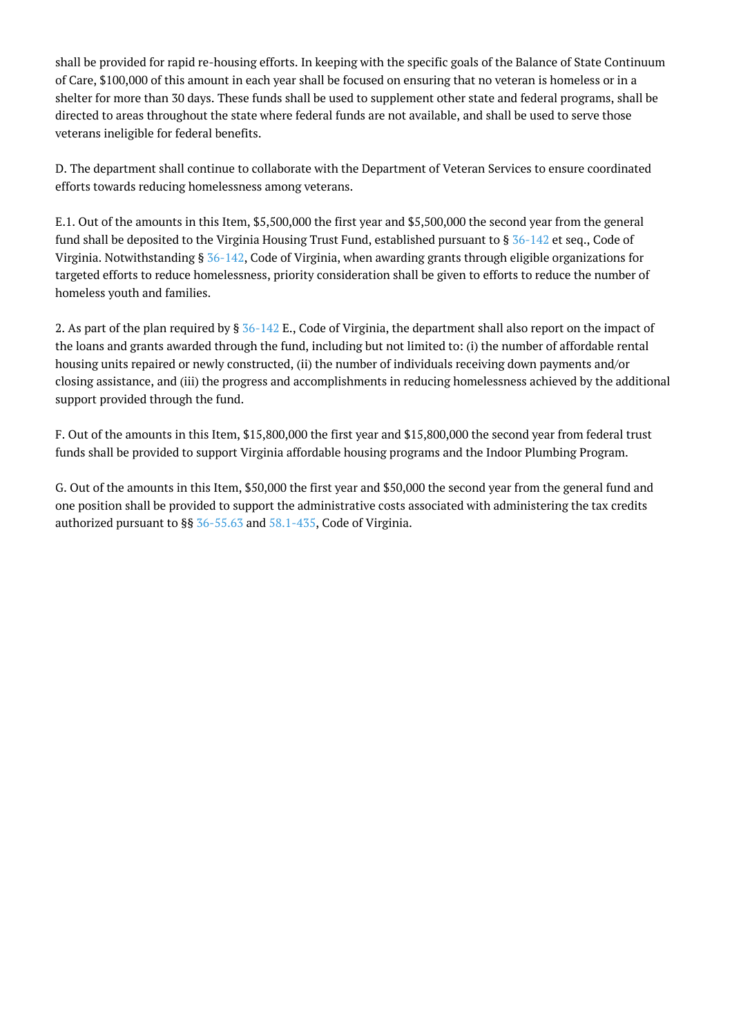shall be provided for rapid re-housing efforts. In keeping with the specific goals of the Balance of State Continuum of Care, $100,000 of this amount in each year shall be focused on ensuring that no veteran is homeless or in a shelter for more than 30 days. These funds shall be used to supplement other state and federal programs, shall be directed to areas throughout the state where federal funds are not available, and shall be used to serve those veterans ineligible for federal benefits.

D. The department shall continue to collaborate with the Department of Veteran Services to ensure coordinated efforts towards reducing homelessness among veterans.

E.1. Out of the amounts in this Item, $5,500,000 the first year and $5,500,000 the second year from the general fund shall be deposited to the Virginia Housing Trust Fund, established pursuant to § 36-142 et seq., Code of Virginia. Notwithstanding § 36-142, Code of Virginia, when awarding grants through eligible organizations for targeted efforts to reduce homelessness, priority consideration shall be given to efforts to reduce the number of homeless youth and families.

2. As part of the plan required by § 36-142 E., Code of Virginia, the department shall also report on the impact of the loans and grants awarded through the fund, including but not limited to: (i) the number of affordable rental housing units repaired or newly constructed, (ii) the number of individuals receiving down payments and/or closing assistance, and (iii) the progress and accomplishments in reducing homelessness achieved by the additional support provided through the fund.

F. Out of the amounts in this Item, $15,800,000 the first year and $15,800,000 the second year from federal trust funds shall be provided to support Virginia affordable housing programs and the Indoor Plumbing Program.

G. Out of the amounts in this Item, $50,000 the first year and $50,000 the second year from the general fund and one position shall be provided to support the administrative costs associated with administering the tax credits authorized pursuant to §§ 36-55.63 and 58.1-435, Code of Virginia.